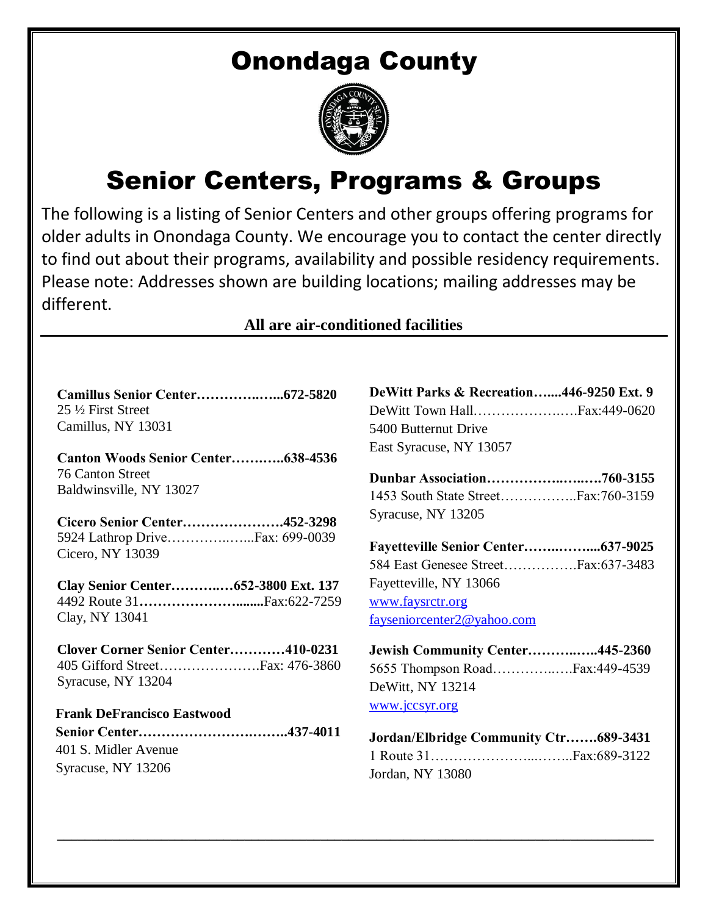# Onondaga County

# Senior Centers, Programs & Groups

The following is a listing of Senior Centers and other groups offering programs for older adults in Onondaga County. We encourage you to contact the center directly to find out about their programs, availability and possible residency requirements. Please note: Addresses shown are building locations; mailing addresses may be different.

**All are air-conditioned facilities**

**Camillus Senior Center……………...672-5820**
25 ½ First Street
Camillus, NY 13031

**Canton Woods Senior Center………..638-4536**
76 Canton Street
Baldwinsville, NY 13027

**Cicero Senior Center………………….452-3298**
5924 Lathrop Drive……………..…...Fax: 699-0039
Cicero, NY 13039

**Clay Senior Center……….…652-3800 Ext. 137**
4492 Route 31**……………………........**Fax:622-7259
Clay, NY 13041

**Clover Corner Senior Center…………410-0231**
405 Gifford Street………………….Fax: 476-3860
Syracuse, NY 13204

**Frank DeFrancisco Eastwood Senior Center…………………….……..437-4011**
401 S. Midler Avenue
Syracuse, NY 13206

**DeWitt Parks & Recreation…....446-9250 Ext. 9**
DeWitt Town Hall………………….…Fax:449-0620
5400 Butternut Drive
East Syracuse, NY 13057

**Dunbar Association………………..……760-3155**
1453 South State Street……………..Fax:760-3159
Syracuse, NY 13205

**Fayetteville Senior Center……..……...637-9025**
584 East Genesee Street…………….Fax:637-3483
Fayetteville, NY 13066
www.faysrctr.org
fayseniorcenter2@yahoo.com

**Jewish Community Center………..…..445-2360**
5655 Thompson Road……………..….Fax:449-4539
DeWitt, NY 13214
www.jccsyr.org

**Jordan/Elbridge Community Ctr…….689-3431**
1 Route 31…………………...……..Fax:689-3122
Jordan, NY 13080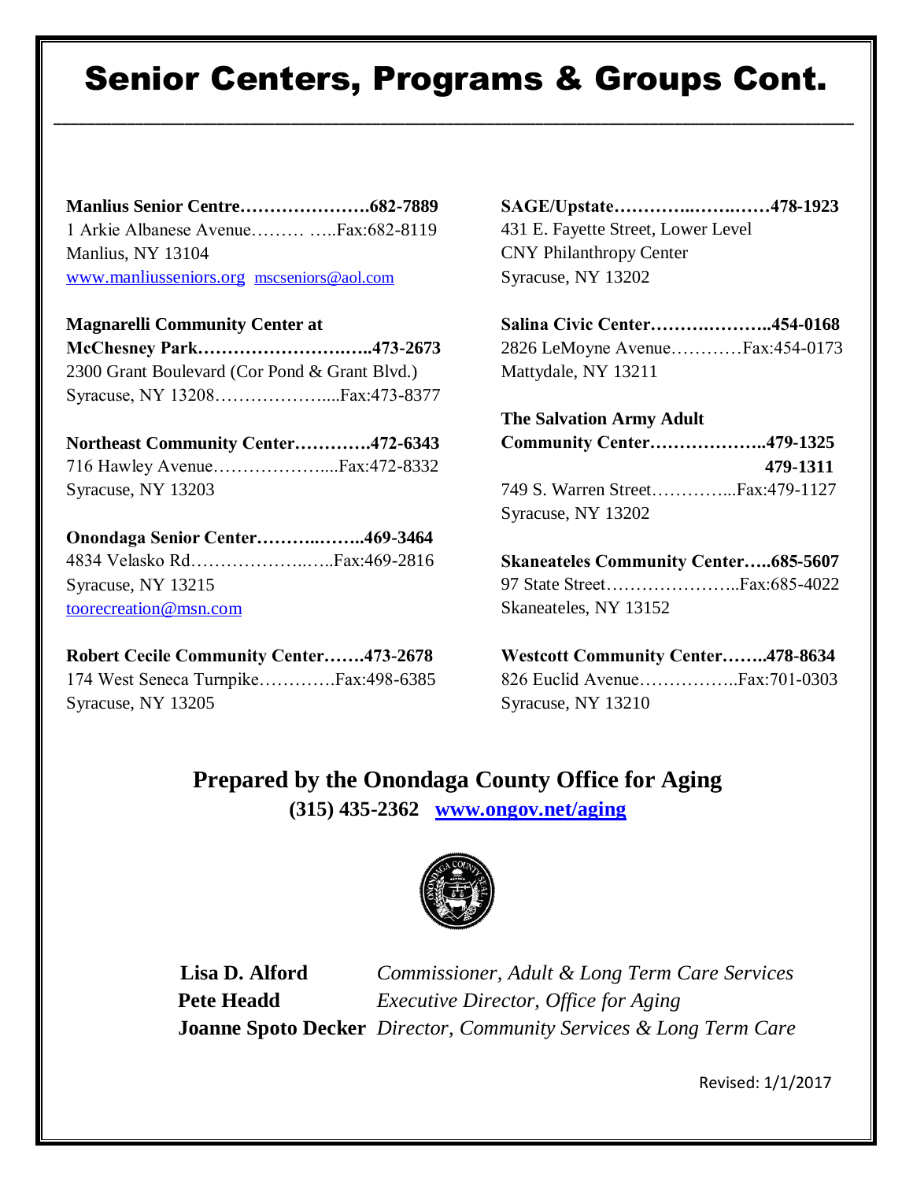# Senior Centers, Programs & Groups Cont.

**Manlius Senior Centre…………………682-7889**
1 Arkie Albanese Avenue……… …..Fax:682-8119
Manlius, NY 13104
www.manliusseniors.org mscseniors@aol.com

**Magnarelli Community Center at McChesney Park……………………….473-2673**
2300 Grant Boulevard (Cor Pond & Grant Blvd.)
Syracuse, NY 13208………………....Fax:473-8377

**Northeast Community Center…………472-6343**
716 Hawley Avenue………………....Fax:472-8332
Syracuse, NY 13203

**Onondaga Senior Center……….……..469-3464**
4834 Velasko Rd………………..…..Fax:469-2816
Syracuse, NY 13215
toorecreation@msn.com

**Robert Cecile Community Center…….473-2678**
174 West Seneca Turnpike…………Fax:498-6385
Syracuse, NY 13205

**SAGE/Upstate………….…….……478-1923**
431 E. Fayette Street, Lower Level
CNY Philanthropy Center
Syracuse, NY 13202

**Salina Civic Center…….………..454-0168**
2826 LeMoyne Avenue…………Fax:454-0173
Mattydale, NY 13211

**The Salvation Army Adult Community Center………………..479-1325**
**479-1311**
749 S. Warren Street…………...Fax:479-1127
Syracuse, NY 13202

**Skaneateles Community Center…..685-5607**
97 State Street…………………..Fax:685-4022
Skaneateles, NY 13152

**Westcott Community Center……..478-8634**
826 Euclid Avenue……………..Fax:701-0303
Syracuse, NY 13210

**Prepared by the Onondaga County Office for Aging**
**(315) 435-2362 www.ongov.net/aging**

**Lisa D. Alford** *Commissioner, Adult & Long Term Care Services*
**Pete Headd** *Executive Director, Office for Aging*
**Joanne Spoto Decker** *Director, Community Services & Long Term Care*

Revised: 1/1/2017